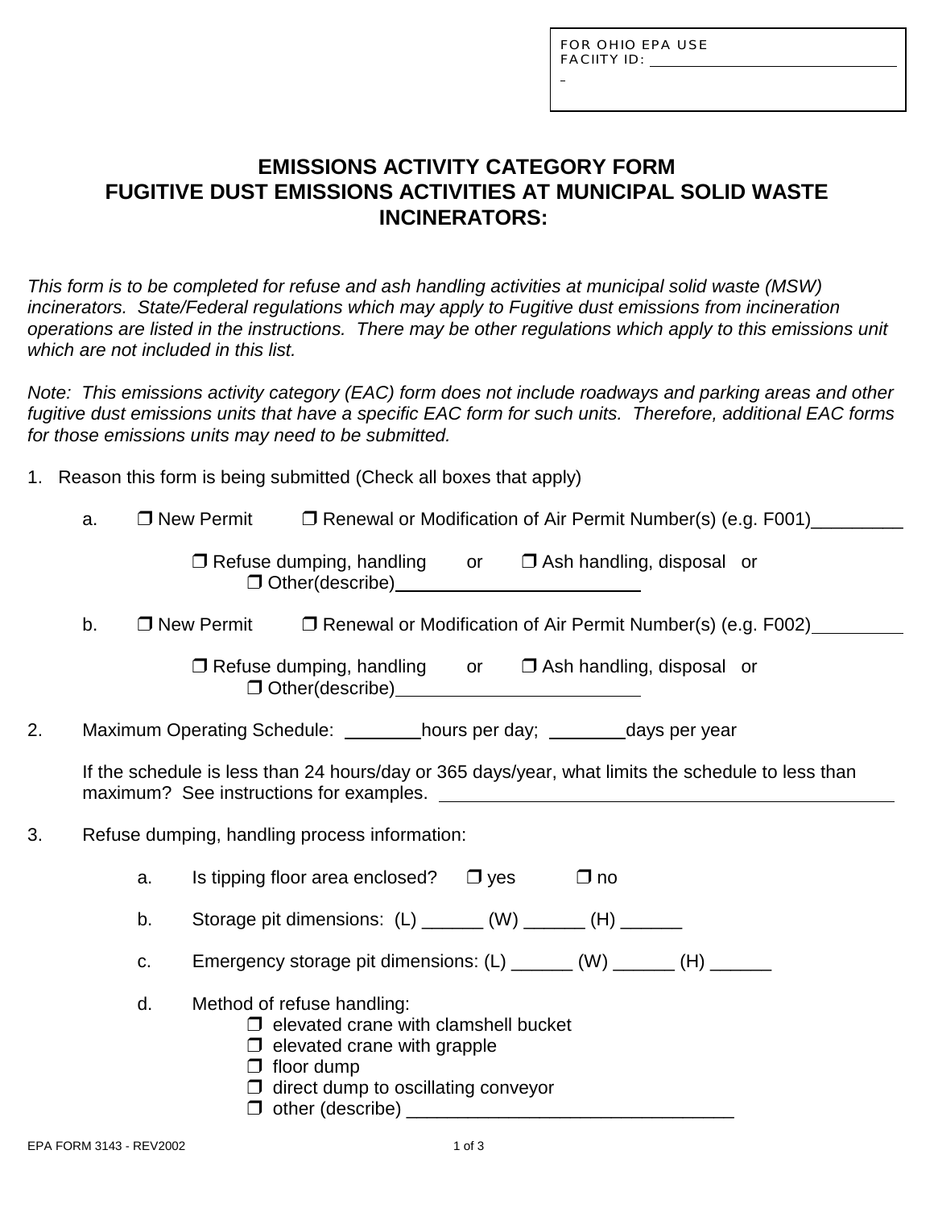FOR OHIO EPA USE
FACIITY ID: ______________________________

# EMISSIONS ACTIVITY CATEGORY FORM
# FUGITIVE DUST EMISSIONS ACTIVITIES AT MUNICIPAL SOLID WASTE INCINERATORS:

*This form is to be completed for refuse and ash handling activities at municipal solid waste (MSW) incinerators. State/Federal regulations which may apply to Fugitive dust emissions from incineration operations are listed in the instructions. There may be other regulations which apply to this emissions unit which are not included in this list.*

*Note: This emissions activity category (EAC) form does not include roadways and parking areas and other fugitive dust emissions units that have a specific EAC form for such units. Therefore, additional EAC forms for those emissions units may need to be submitted.*

1. Reason this form is being submitted (Check all boxes that apply)

   a. ❒ New Permit ❒ Renewal or Modification of Air Permit Number(s) (e.g. F001)_________

      ❒ Refuse dumping, handling or ❒ Ash handling, disposal or
      ❒ Other(describe)________________________

   b. ❒ New Permit ❒ Renewal or Modification of Air Permit Number(s) (e.g. F002)_________

      ❒ Refuse dumping, handling or ❒ Ash handling, disposal or
      ❒ Other(describe)________________________

2. Maximum Operating Schedule: ________hours per day; ________days per year

   If the schedule is less than 24 hours/day or 365 days/year, what limits the schedule to less than maximum? See instructions for examples. ______________________________________________

3. Refuse dumping, handling process information:

   a. Is tipping floor area enclosed? ❒ yes ❒ no

   b. Storage pit dimensions: (L) ______ (W) ______ (H) ______

   c. Emergency storage pit dimensions: (L) ______ (W) ______ (H) ______

   d. Method of refuse handling:
      - ❒ elevated crane with clamshell bucket
      - ❒ elevated crane with grapple
      - ❒ floor dump
      - ❒ direct dump to oscillating conveyor
      - ❒ other (describe) ________________________________

EPA FORM 3143 - REV2002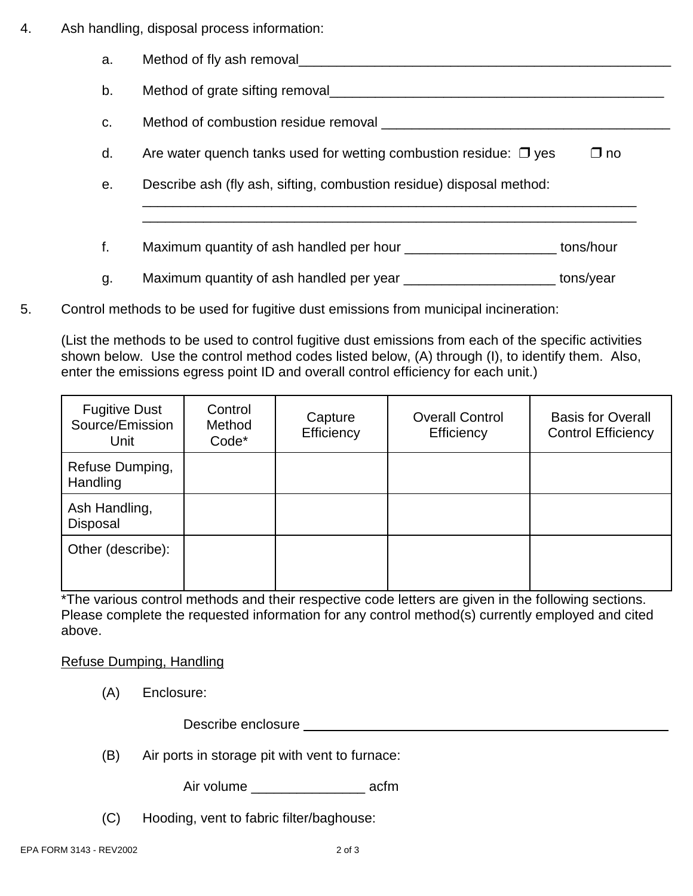4. Ash handling, disposal process information:

   a. Method of fly ash removal___________________________________________________

   b. Method of grate sifting removal_____________________________________________

   c. Method of combustion residue removal ________________________________________

   d. Are water quench tanks used for wetting combustion residue: ❒ yes ❒ no

   e. Describe ash (fly ash, sifting, combustion residue) disposal method:
   ____________________________________________________________________
   ____________________________________________________________________

   f. Maximum quantity of ash handled per hour ____________________ tons/hour

   g. Maximum quantity of ash handled per year ____________________ tons/year

5. Control methods to be used for fugitive dust emissions from municipal incineration:

   (List the methods to be used to control fugitive dust emissions from each of the specific activities shown below. Use the control method codes listed below, (A) through (I), to identify them. Also, enter the emissions egress point ID and overall control efficiency for each unit.)

| Fugitive Dust Source/Emission Unit | Control Method Code* | Capture Efficiency | Overall Control Efficiency | Basis for Overall Control Efficiency |
|---|---|---|---|---|
| Refuse Dumping, Handling | | | | |
| Ash Handling, Disposal | | | | |
| Other (describe): | | | | |

*The various control methods and their respective code letters are given in the following sections. Please complete the requested information for any control method(s) currently employed and cited above.

<u>Refuse Dumping, Handling</u>

(A) Enclosure:

   Describe enclosure ____________________________________________________

(B) Air ports in storage pit with vent to furnace:

   Air volume _______________ acfm

(C) Hooding, vent to fabric filter/baghouse: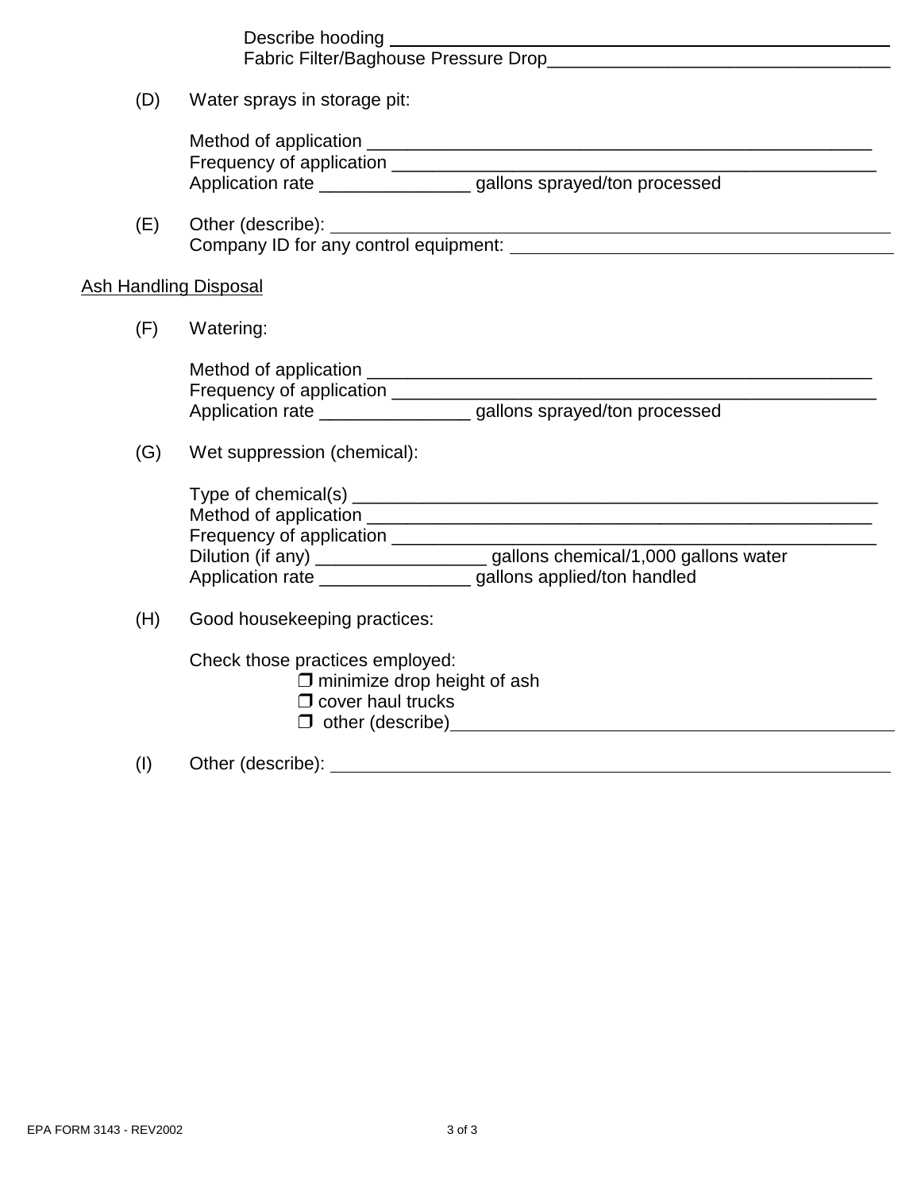Describe hooding ______________________________________________
Fabric Filter/Baghouse Pressure Drop__________________________________

(D) Water sprays in storage pit:

Method of application ____________________________________________________
Frequency of application ________________________________________________
Application rate _______________ gallons sprayed/ton processed

(E) Other (describe): ______________________________________________________
Company ID for any control equipment: ______________________________________

Ash Handling Disposal

(F) Watering:

Method of application ____________________________________________________
Frequency of application ________________________________________________
Application rate _______________ gallons sprayed/ton processed

(G) Wet suppression (chemical):

Type of chemical(s) ______________________________________________________
Method of application ____________________________________________________
Frequency of application ________________________________________________
Dilution (if any) _________________ gallons chemical/1,000 gallons water
Application rate _______________ gallons applied/ton handled

(H) Good housekeeping practices:

Check those practices employed:

- ❒ minimize drop height of ash
- ❒ cover haul trucks
- ❒ other (describe)_____________________________________________

(I) Other (describe): ______________________________________________________

EPA FORM 3143 - REV2002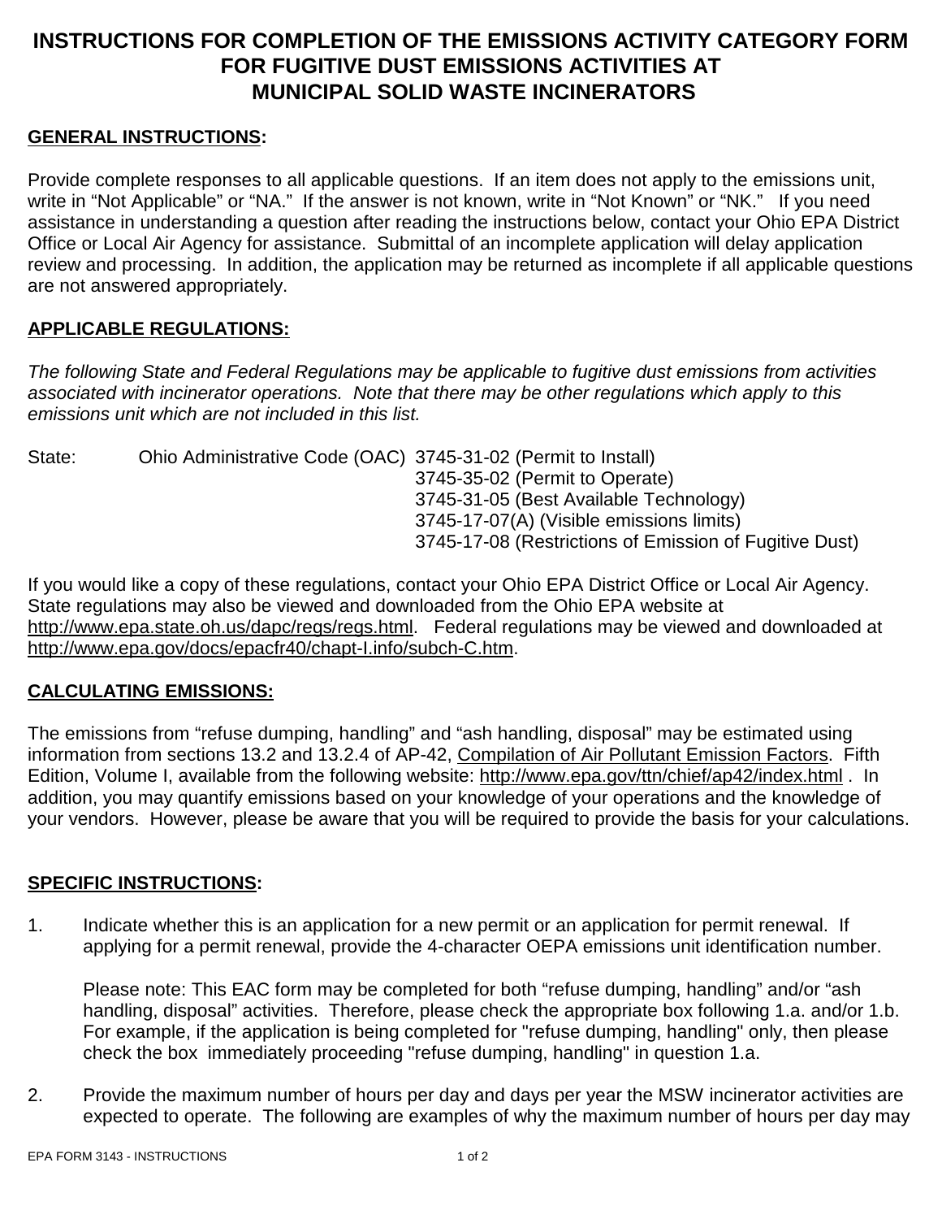# INSTRUCTIONS FOR COMPLETION OF THE EMISSIONS ACTIVITY CATEGORY FORM FOR FUGITIVE DUST EMISSIONS ACTIVITIES AT MUNICIPAL SOLID WASTE INCINERATORS

## GENERAL INSTRUCTIONS:

Provide complete responses to all applicable questions. If an item does not apply to the emissions unit, write in "Not Applicable" or "NA." If the answer is not known, write in "Not Known" or "NK." If you need assistance in understanding a question after reading the instructions below, contact your Ohio EPA District Office or Local Air Agency for assistance. Submittal of an incomplete application will delay application review and processing. In addition, the application may be returned as incomplete if all applicable questions are not answered appropriately.

## APPLICABLE REGULATIONS:

*The following State and Federal Regulations may be applicable to fugitive dust emissions from activities associated with incinerator operations. Note that there may be other regulations which apply to this emissions unit which are not included in this list.*

State: Ohio Administrative Code (OAC)
- 3745-31-02 (Permit to Install)
- 3745-35-02 (Permit to Operate)
- 3745-31-05 (Best Available Technology)
- 3745-17-07(A) (Visible emissions limits)
- 3745-17-08 (Restrictions of Emission of Fugitive Dust)

If you would like a copy of these regulations, contact your Ohio EPA District Office or Local Air Agency. State regulations may also be viewed and downloaded from the Ohio EPA website at http://www.epa.state.oh.us/dapc/regs/regs.html. Federal regulations may be viewed and downloaded at http://www.epa.gov/docs/epacfr40/chapt-I.info/subch-C.htm.

## CALCULATING EMISSIONS:

The emissions from "refuse dumping, handling" and "ash handling, disposal" may be estimated using information from sections 13.2 and 13.2.4 of AP-42, Compilation of Air Pollutant Emission Factors. Fifth Edition, Volume I, available from the following website: http://www.epa.gov/ttn/chief/ap42/index.html . In addition, you may quantify emissions based on your knowledge of your operations and the knowledge of your vendors. However, please be aware that you will be required to provide the basis for your calculations.

## SPECIFIC INSTRUCTIONS:

1. Indicate whether this is an application for a new permit or an application for permit renewal. If applying for a permit renewal, provide the 4-character OEPA emissions unit identification number.

   Please note: This EAC form may be completed for both "refuse dumping, handling" and/or "ash handling, disposal" activities. Therefore, please check the appropriate box following 1.a. and/or 1.b. For example, if the application is being completed for "refuse dumping, handling" only, then please check the box immediately proceeding "refuse dumping, handling" in question 1.a.

2. Provide the maximum number of hours per day and days per year the MSW incinerator activities are expected to operate. The following are examples of why the maximum number of hours per day may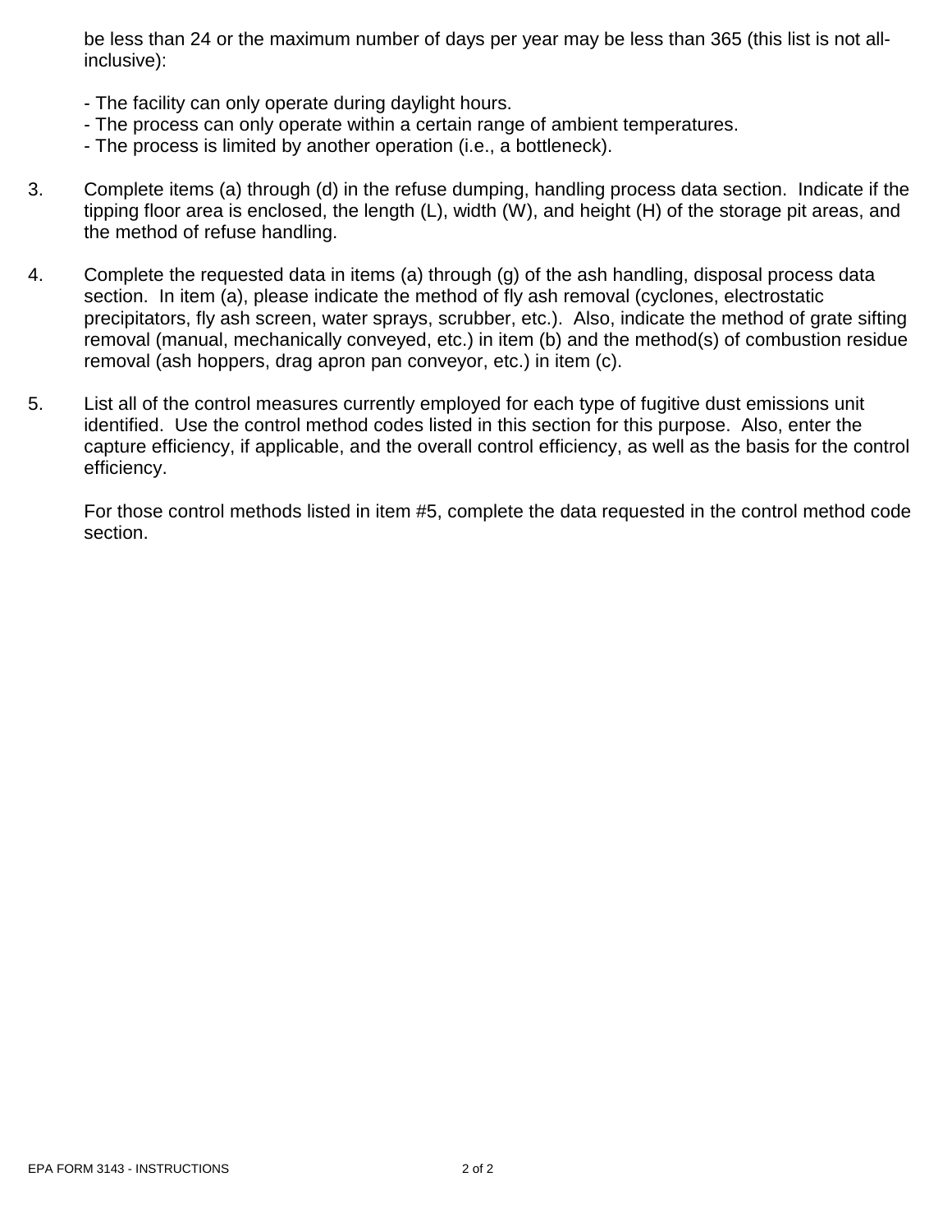be less than 24 or the maximum number of days per year may be less than 365 (this list is not all-inclusive):

- The facility can only operate during daylight hours.
- The process can only operate within a certain range of ambient temperatures.
- The process is limited by another operation (i.e., a bottleneck).

3. Complete items (a) through (d) in the refuse dumping, handling process data section. Indicate if the tipping floor area is enclosed, the length (L), width (W), and height (H) of the storage pit areas, and the method of refuse handling.

4. Complete the requested data in items (a) through (g) of the ash handling, disposal process data section. In item (a), please indicate the method of fly ash removal (cyclones, electrostatic precipitators, fly ash screen, water sprays, scrubber, etc.). Also, indicate the method of grate sifting removal (manual, mechanically conveyed, etc.) in item (b) and the method(s) of combustion residue removal (ash hoppers, drag apron pan conveyor, etc.) in item (c).

5. List all of the control measures currently employed for each type of fugitive dust emissions unit identified. Use the control method codes listed in this section for this purpose. Also, enter the capture efficiency, if applicable, and the overall control efficiency, as well as the basis for the control efficiency.

   For those control methods listed in item #5, complete the data requested in the control method code section.